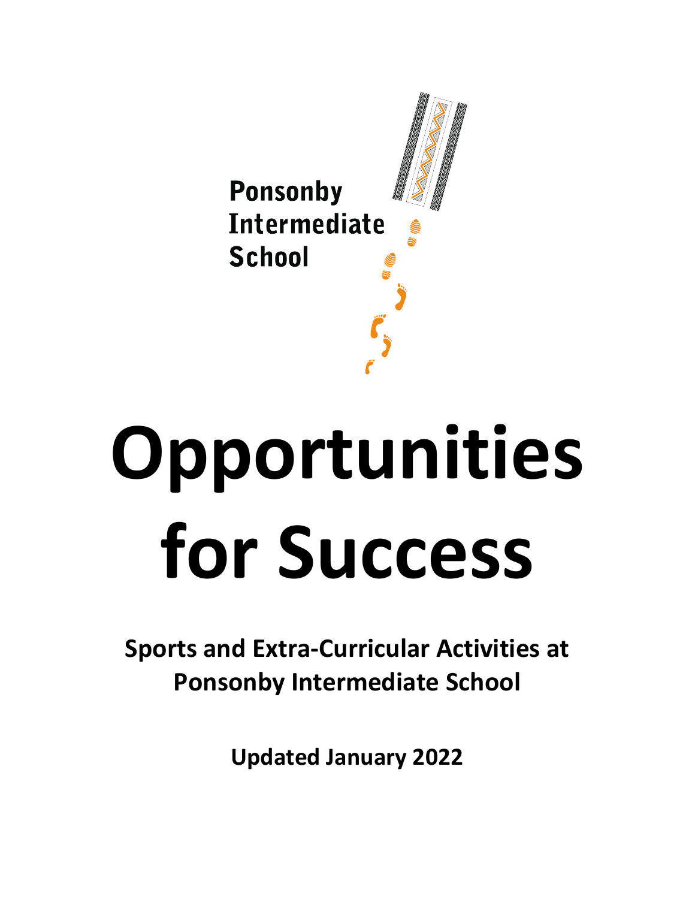Ponsonby Intermediate School

# Opportunities for Success

## Sports and Extra-Curricular Activities at Ponsonby Intermediate School

**Updated January 2022**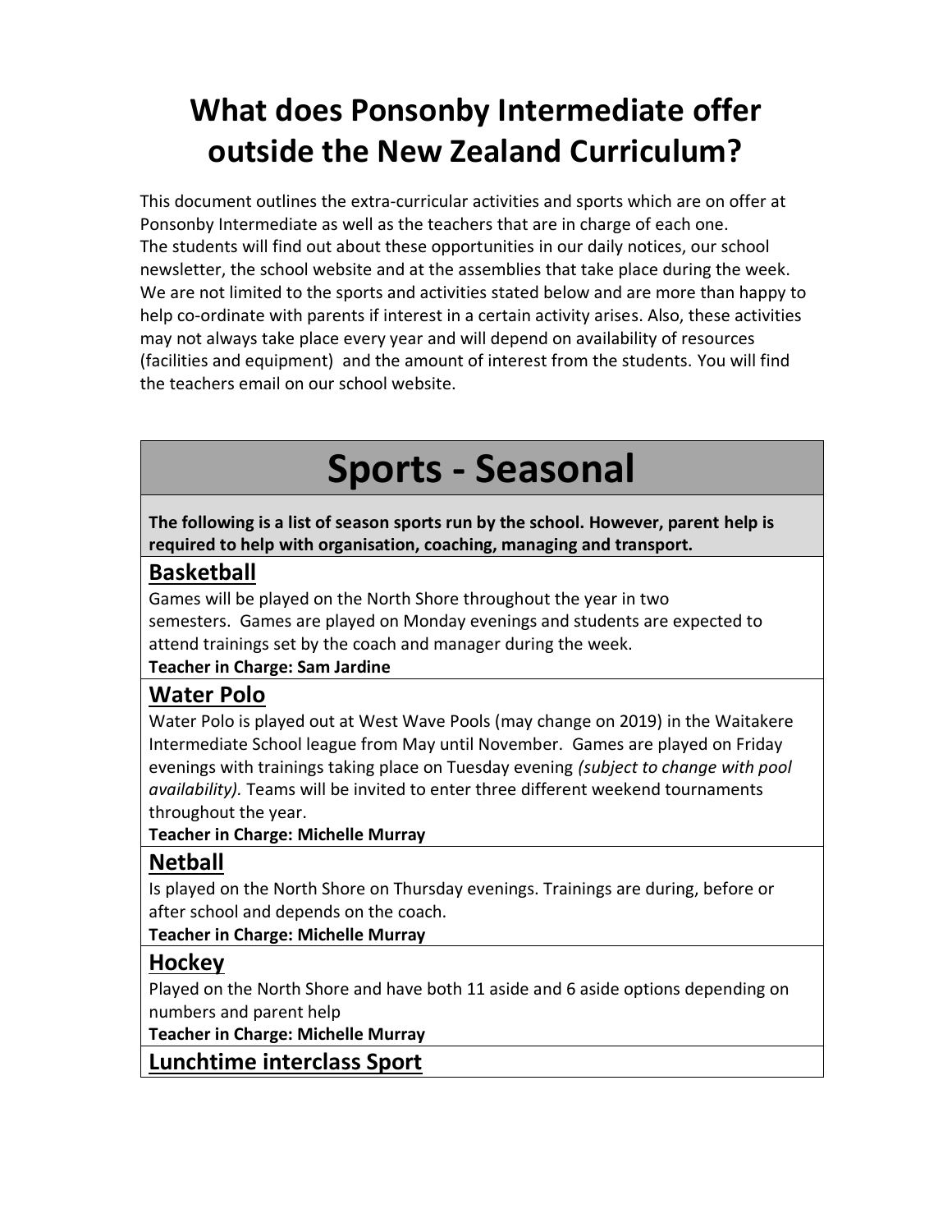# What does Ponsonby Intermediate offer outside the New Zealand Curriculum?

This document outlines the extra-curricular activities and sports which are on offer at Ponsonby Intermediate as well as the teachers that are in charge of each one. The students will find out about these opportunities in our daily notices, our school newsletter, the school website and at the assemblies that take place during the week. We are not limited to the sports and activities stated below and are more than happy to help co-ordinate with parents if interest in a certain activity arises. Also, these activities may not always take place every year and will depend on availability of resources (facilities and equipment) and the amount of interest from the students. You will find the teachers email on our school website.

## Sports - Seasonal

**The following is a list of season sports run by the school. However, parent help is required to help with organisation, coaching, managing and transport.**

### Basketball

Games will be played on the North Shore throughout the year in two semesters. Games are played on Monday evenings and students are expected to attend trainings set by the coach and manager during the week.

**Teacher in Charge: Sam Jardine**

### Water Polo

Water Polo is played out at West Wave Pools (may change on 2019) in the Waitakere Intermediate School league from May until November. Games are played on Friday evenings with trainings taking place on Tuesday evening *(subject to change with pool availability).* Teams will be invited to enter three different weekend tournaments throughout the year.

**Teacher in Charge: Michelle Murray**

### Netball

Is played on the North Shore on Thursday evenings. Trainings are during, before or after school and depends on the coach.

**Teacher in Charge: Michelle Murray**

### Hockey

Played on the North Shore and have both 11 aside and 6 aside options depending on numbers and parent help

**Teacher in Charge: Michelle Murray**

### Lunchtime interclass Sport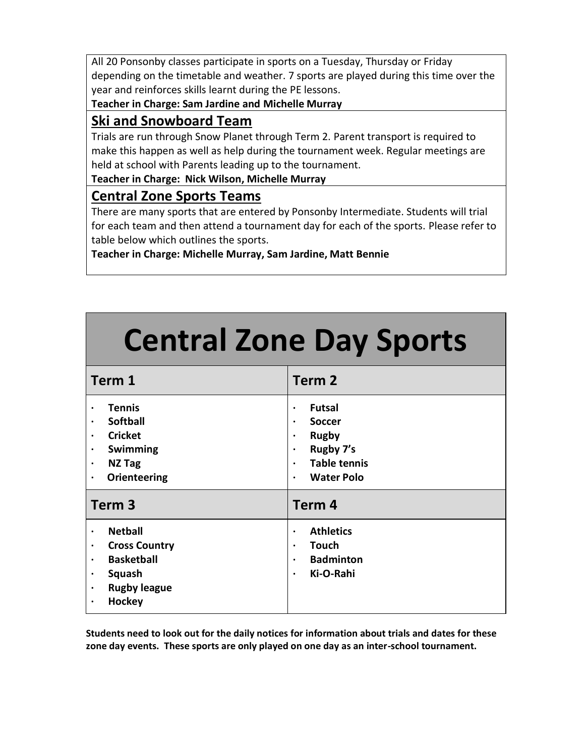All 20 Ponsonby classes participate in sports on a Tuesday, Thursday or Friday depending on the timetable and weather. 7 sports are played during this time over the year and reinforces skills learnt during the PE lessons.

**Teacher in Charge: Sam Jardine and Michelle Murray**

## Ski and Snowboard Team

Trials are run through Snow Planet through Term 2. Parent transport is required to make this happen as well as help during the tournament week. Regular meetings are held at school with Parents leading up to the tournament.

**Teacher in Charge: Nick Wilson, Michelle Murray**

## Central Zone Sports Teams

There are many sports that are entered by Ponsonby Intermediate. Students will trial for each team and then attend a tournament day for each of the sports. Please refer to table below which outlines the sports.

**Teacher in Charge: Michelle Murray, Sam Jardine, Matt Bennie**

# Central Zone Day Sports

| Term 1 | Term 2 |
|---|---|
| • **Tennis**<br>• **Softball**<br>• **Cricket**<br>• **Swimming**<br>• **NZ Tag**<br>• **Orienteering** | • **Futsal**<br>• **Soccer**<br>• **Rugby**<br>• **Rugby 7's**<br>• **Table tennis**<br>• **Water Polo** |
| **Term 3** | **Term 4** |
| • **Netball**<br>• **Cross Country**<br>• **Basketball**<br>• **Squash**<br>• **Rugby league**<br>• **Hockey** | • **Athletics**<br>• **Touch**<br>• **Badminton**<br>• **Ki-O-Rahi** |

**Students need to look out for the daily notices for information about trials and dates for these zone day events. These sports are only played on one day as an inter-school tournament.**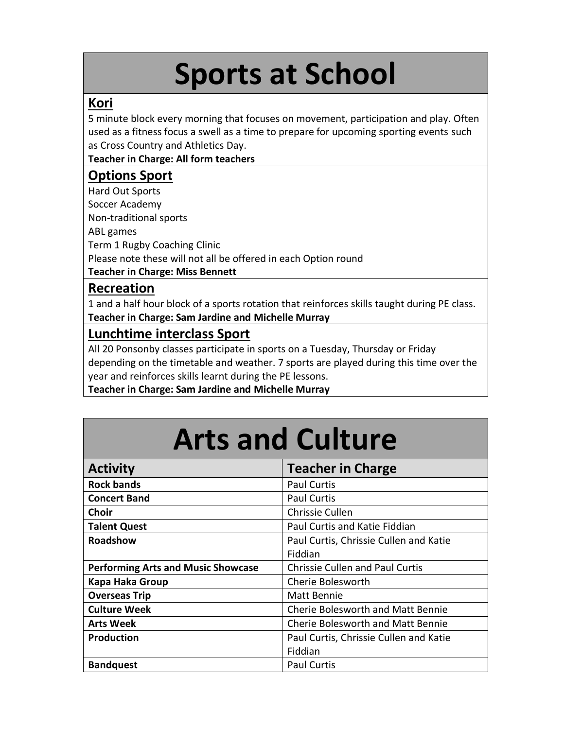# Sports at School

## Kori

5 minute block every morning that focuses on movement, participation and play. Often used as a fitness focus a swell as a time to prepare for upcoming sporting events such as Cross Country and Athletics Day.

**Teacher in Charge: All form teachers**

## Options Sport

Hard Out Sports
Soccer Academy
Non-traditional sports
ABL games
Term 1 Rugby Coaching Clinic
Please note these will not all be offered in each Option round

**Teacher in Charge: Miss Bennett**

## Recreation

1 and a half hour block of a sports rotation that reinforces skills taught during PE class.

**Teacher in Charge: Sam Jardine and Michelle Murray**

## Lunchtime interclass Sport

All 20 Ponsonby classes participate in sports on a Tuesday, Thursday or Friday depending on the timetable and weather. 7 sports are played during this time over the year and reinforces skills learnt during the PE lessons.

**Teacher in Charge: Sam Jardine and Michelle Murray**

# Arts and Culture

| Activity | Teacher in Charge |
|---|---|
| **Rock bands** | Paul Curtis |
| **Concert Band** | Paul Curtis |
| **Choir** | Chrissie Cullen |
| **Talent Quest** | Paul Curtis and Katie Fiddian |
| **Roadshow** | Paul Curtis, Chrissie Cullen and Katie Fiddian |
| **Performing Arts and Music Showcase** | Chrissie Cullen and Paul Curtis |
| **Kapa Haka Group** | Cherie Bolesworth |
| **Overseas Trip** | Matt Bennie |
| **Culture Week** | Cherie Bolesworth and Matt Bennie |
| **Arts Week** | Cherie Bolesworth and Matt Bennie |
| **Production** | Paul Curtis, Chrissie Cullen and Katie Fiddian |
| **Bandquest** | Paul Curtis |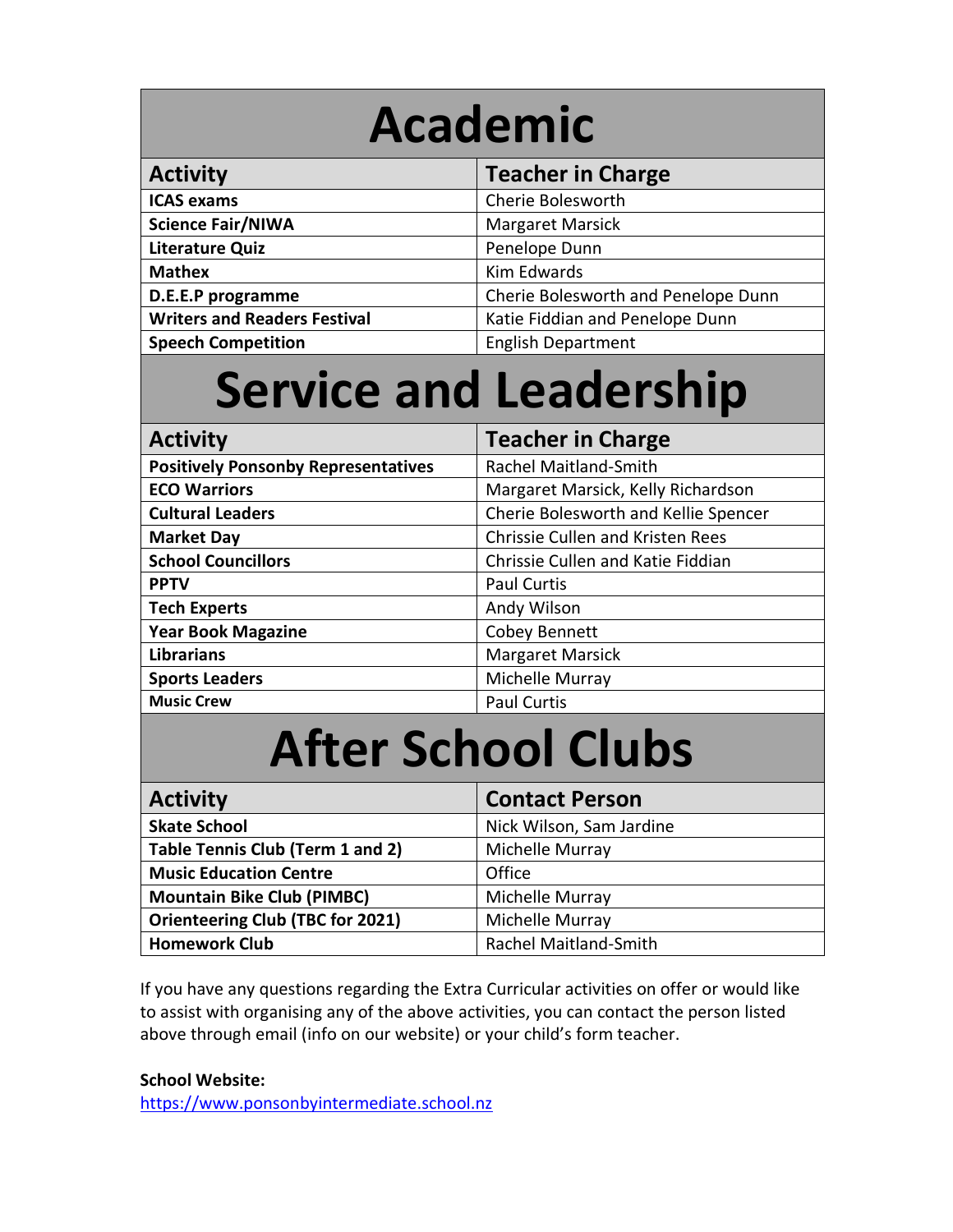# Academic

| Activity | Teacher in Charge |
| --- | --- |
| **ICAS exams** | Cherie Bolesworth |
| **Science Fair/NIWA** | Margaret Marsick |
| **Literature Quiz** | Penelope Dunn |
| **Mathex** | Kim Edwards |
| **D.E.E.P programme** | Cherie Bolesworth and Penelope Dunn |
| **Writers and Readers Festival** | Katie Fiddian and Penelope Dunn |
| **Speech Competition** | English Department |

# Service and Leadership

| Activity | Teacher in Charge |
| --- | --- |
| **Positively Ponsonby Representatives** | Rachel Maitland-Smith |
| **ECO Warriors** | Margaret Marsick, Kelly Richardson |
| **Cultural Leaders** | Cherie Bolesworth and Kellie Spencer |
| **Market Day** | Chrissie Cullen and Kristen Rees |
| **School Councillors** | Chrissie Cullen and Katie Fiddian |
| **PPTV** | Paul Curtis |
| **Tech Experts** | Andy Wilson |
| **Year Book Magazine** | Cobey Bennett |
| **Librarians** | Margaret Marsick |
| **Sports Leaders** | Michelle Murray |
| **Music Crew** | Paul Curtis |

# After School Clubs

| Activity | Contact Person |
| --- | --- |
| **Skate School** | Nick Wilson, Sam Jardine |
| **Table Tennis Club (Term 1 and 2)** | Michelle Murray |
| **Music Education Centre** | Office |
| **Mountain Bike Club (PIMBC)** | Michelle Murray |
| **Orienteering Club (TBC for 2021)** | Michelle Murray |
| **Homework Club** | Rachel Maitland-Smith |

If you have any questions regarding the Extra Curricular activities on offer or would like to assist with organising any of the above activities, you can contact the person listed above through email (info on our website) or your child's form teacher.

**School Website:**
https://www.ponsonbyintermediate.school.nz